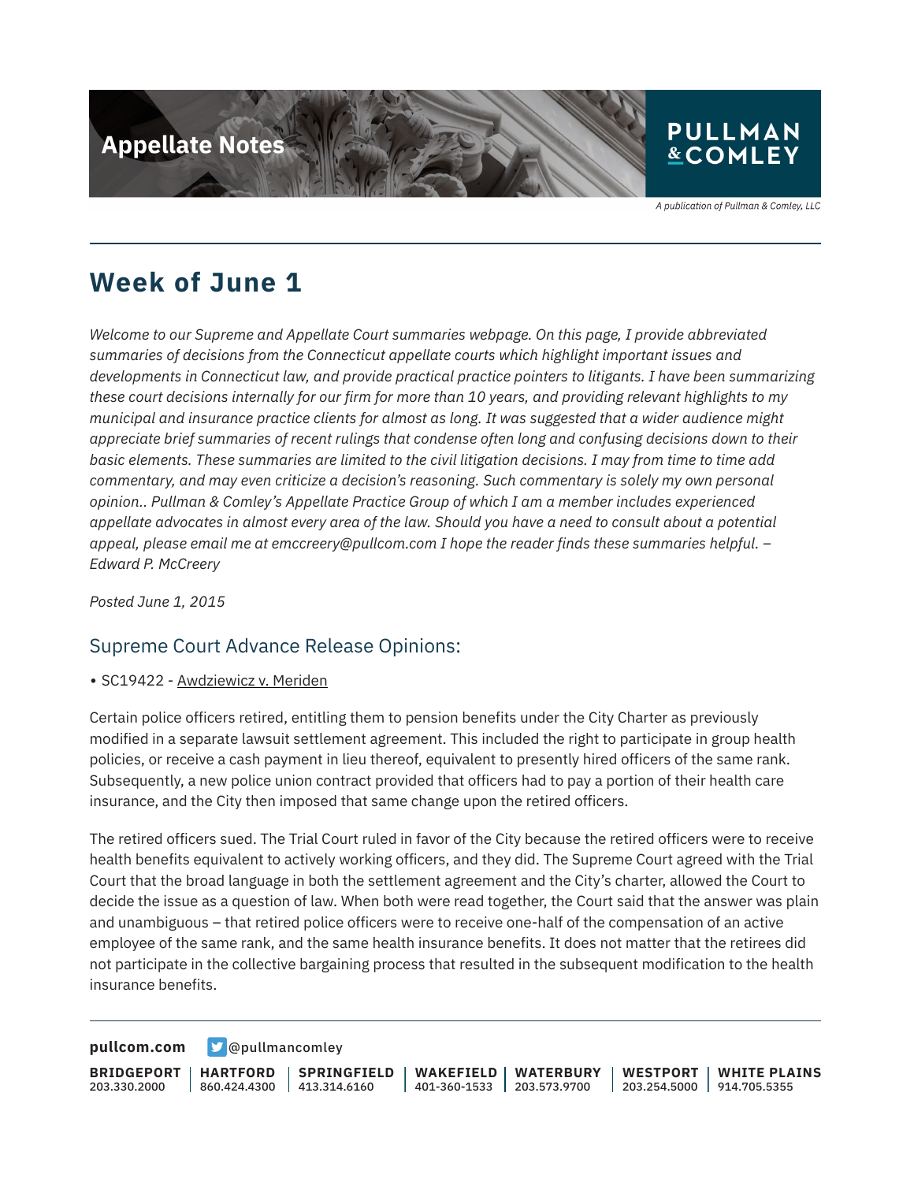Appellate Notes

PULLMAN & COMLEY

*A publication of Pullman & Comley, LLC*

# Week of June 1

*Welcome to our Supreme and Appellate Court summaries webpage. On this page, I provide abbreviated summaries of decisions from the Connecticut appellate courts which highlight important issues and developments in Connecticut law, and provide practical practice pointers to litigants. I have been summarizing these court decisions internally for our firm for more than 10 years, and providing relevant highlights to my municipal and insurance practice clients for almost as long. It was suggested that a wider audience might appreciate brief summaries of recent rulings that condense often long and confusing decisions down to their basic elements. These summaries are limited to the civil litigation decisions. I may from time to time add commentary, and may even criticize a decision's reasoning. Such commentary is solely my own personal opinion.. Pullman & Comley's Appellate Practice Group of which I am a member includes experienced appellate advocates in almost every area of the law. Should you have a need to consult about a potential appeal, please email me at emccreery@pullcom.com I hope the reader finds these summaries helpful. – Edward P. McCreery*

*Posted June 1, 2015*

## Supreme Court Advance Release Opinions:

- SC19422 - Awdziewicz v. Meriden

Certain police officers retired, entitling them to pension benefits under the City Charter as previously modified in a separate lawsuit settlement agreement. This included the right to participate in group health policies, or receive a cash payment in lieu thereof, equivalent to presently hired officers of the same rank. Subsequently, a new police union contract provided that officers had to pay a portion of their health care insurance, and the City then imposed that same change upon the retired officers.

The retired officers sued. The Trial Court ruled in favor of the City because the retired officers were to receive health benefits equivalent to actively working officers, and they did. The Supreme Court agreed with the Trial Court that the broad language in both the settlement agreement and the City's charter, allowed the Court to decide the issue as a question of law. When both were read together, the Court said that the answer was plain and unambiguous – that retired police officers were to receive one-half of the compensation of an active employee of the same rank, and the same health insurance benefits. It does not matter that the retirees did not participate in the collective bargaining process that resulted in the subsequent modification to the health insurance benefits.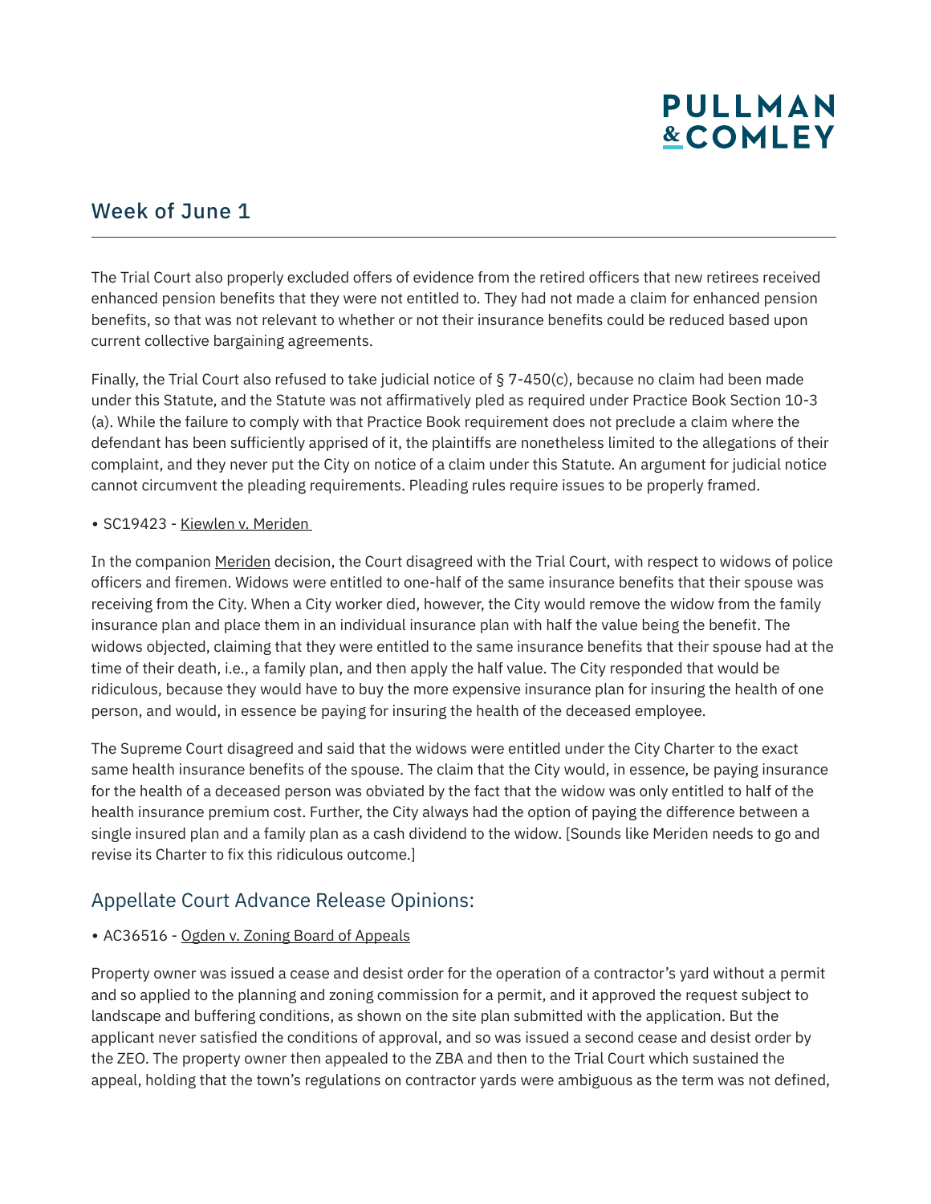## Week of June 1

The Trial Court also properly excluded offers of evidence from the retired officers that new retirees received enhanced pension benefits that they were not entitled to. They had not made a claim for enhanced pension benefits, so that was not relevant to whether or not their insurance benefits could be reduced based upon current collective bargaining agreements.

Finally, the Trial Court also refused to take judicial notice of § 7-450(c), because no claim had been made under this Statute, and the Statute was not affirmatively pled as required under Practice Book Section 10-3 (a). While the failure to comply with that Practice Book requirement does not preclude a claim where the defendant has been sufficiently apprised of it, the plaintiffs are nonetheless limited to the allegations of their complaint, and they never put the City on notice of a claim under this Statute. An argument for judicial notice cannot circumvent the pleading requirements. Pleading rules require issues to be properly framed.

- SC19423 - Kiewlen v. Meriden

In the companion Meriden decision, the Court disagreed with the Trial Court, with respect to widows of police officers and firemen. Widows were entitled to one-half of the same insurance benefits that their spouse was receiving from the City. When a City worker died, however, the City would remove the widow from the family insurance plan and place them in an individual insurance plan with half the value being the benefit. The widows objected, claiming that they were entitled to the same insurance benefits that their spouse had at the time of their death, i.e., a family plan, and then apply the half value. The City responded that would be ridiculous, because they would have to buy the more expensive insurance plan for insuring the health of one person, and would, in essence be paying for insuring the health of the deceased employee.

The Supreme Court disagreed and said that the widows were entitled under the City Charter to the exact same health insurance benefits of the spouse. The claim that the City would, in essence, be paying insurance for the health of a deceased person was obviated by the fact that the widow was only entitled to half of the health insurance premium cost. Further, the City always had the option of paying the difference between a single insured plan and a family plan as a cash dividend to the widow. [Sounds like Meriden needs to go and revise its Charter to fix this ridiculous outcome.]

## Appellate Court Advance Release Opinions:

- AC36516 - Ogden v. Zoning Board of Appeals

Property owner was issued a cease and desist order for the operation of a contractor's yard without a permit and so applied to the planning and zoning commission for a permit, and it approved the request subject to landscape and buffering conditions, as shown on the site plan submitted with the application. But the applicant never satisfied the conditions of approval, and so was issued a second cease and desist order by the ZEO. The property owner then appealed to the ZBA and then to the Trial Court which sustained the appeal, holding that the town's regulations on contractor yards were ambiguous as the term was not defined,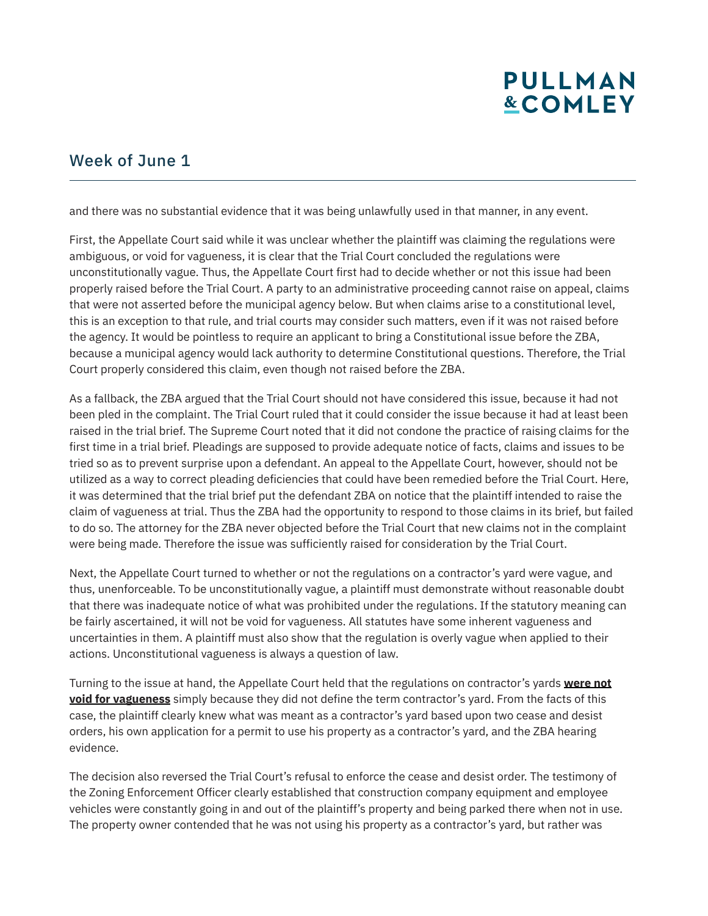and there was no substantial evidence that it was being unlawfully used in that manner, in any event.

First, the Appellate Court said while it was unclear whether the plaintiff was claiming the regulations were ambiguous, or void for vagueness, it is clear that the Trial Court concluded the regulations were unconstitutionally vague. Thus, the Appellate Court first had to decide whether or not this issue had been properly raised before the Trial Court. A party to an administrative proceeding cannot raise on appeal, claims that were not asserted before the municipal agency below. But when claims arise to a constitutional level, this is an exception to that rule, and trial courts may consider such matters, even if it was not raised before the agency. It would be pointless to require an applicant to bring a Constitutional issue before the ZBA, because a municipal agency would lack authority to determine Constitutional questions. Therefore, the Trial Court properly considered this claim, even though not raised before the ZBA.

As a fallback, the ZBA argued that the Trial Court should not have considered this issue, because it had not been pled in the complaint. The Trial Court ruled that it could consider the issue because it had at least been raised in the trial brief. The Supreme Court noted that it did not condone the practice of raising claims for the first time in a trial brief. Pleadings are supposed to provide adequate notice of facts, claims and issues to be tried so as to prevent surprise upon a defendant. An appeal to the Appellate Court, however, should not be utilized as a way to correct pleading deficiencies that could have been remedied before the Trial Court. Here, it was determined that the trial brief put the defendant ZBA on notice that the plaintiff intended to raise the claim of vagueness at trial. Thus the ZBA had the opportunity to respond to those claims in its brief, but failed to do so. The attorney for the ZBA never objected before the Trial Court that new claims not in the complaint were being made. Therefore the issue was sufficiently raised for consideration by the Trial Court.

Next, the Appellate Court turned to whether or not the regulations on a contractor's yard were vague, and thus, unenforceable. To be unconstitutionally vague, a plaintiff must demonstrate without reasonable doubt that there was inadequate notice of what was prohibited under the regulations. If the statutory meaning can be fairly ascertained, it will not be void for vagueness. All statutes have some inherent vagueness and uncertainties in them. A plaintiff must also show that the regulation is overly vague when applied to their actions. Unconstitutional vagueness is always a question of law.

Turning to the issue at hand, the Appellate Court held that the regulations on contractor's yards **were not void for vagueness** simply because they did not define the term contractor's yard. From the facts of this case, the plaintiff clearly knew what was meant as a contractor's yard based upon two cease and desist orders, his own application for a permit to use his property as a contractor's yard, and the ZBA hearing evidence.

The decision also reversed the Trial Court's refusal to enforce the cease and desist order. The testimony of the Zoning Enforcement Officer clearly established that construction company equipment and employee vehicles were constantly going in and out of the plaintiff's property and being parked there when not in use. The property owner contended that he was not using his property as a contractor's yard, but rather was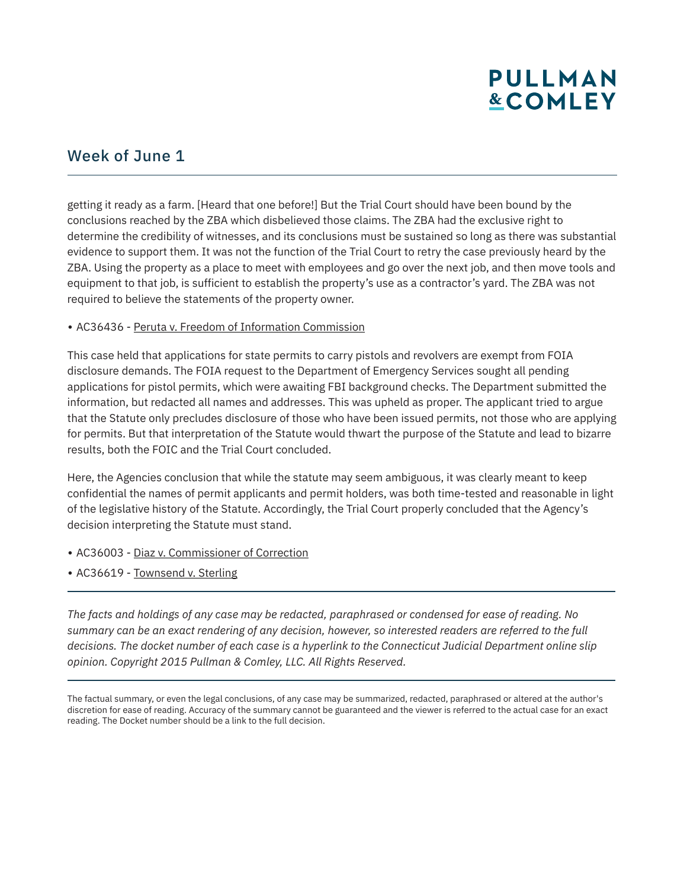getting it ready as a farm. [Heard that one before!] But the Trial Court should have been bound by the conclusions reached by the ZBA which disbelieved those claims. The ZBA had the exclusive right to determine the credibility of witnesses, and its conclusions must be sustained so long as there was substantial evidence to support them. It was not the function of the Trial Court to retry the case previously heard by the ZBA. Using the property as a place to meet with employees and go over the next job, and then move tools and equipment to that job, is sufficient to establish the property's use as a contractor's yard. The ZBA was not required to believe the statements of the property owner.

- AC36436 - Peruta v. Freedom of Information Commission

This case held that applications for state permits to carry pistols and revolvers are exempt from FOIA disclosure demands. The FOIA request to the Department of Emergency Services sought all pending applications for pistol permits, which were awaiting FBI background checks. The Department submitted the information, but redacted all names and addresses. This was upheld as proper. The applicant tried to argue that the Statute only precludes disclosure of those who have been issued permits, not those who are applying for permits. But that interpretation of the Statute would thwart the purpose of the Statute and lead to bizarre results, both the FOIC and the Trial Court concluded.

Here, the Agencies conclusion that while the statute may seem ambiguous, it was clearly meant to keep confidential the names of permit applicants and permit holders, was both time-tested and reasonable in light of the legislative history of the Statute. Accordingly, the Trial Court properly concluded that the Agency's decision interpreting the Statute must stand.

- AC36003 - Diaz v. Commissioner of Correction
- AC36619 - Townsend v. Sterling

---

*The facts and holdings of any case may be redacted, paraphrased or condensed for ease of reading. No summary can be an exact rendering of any decision, however, so interested readers are referred to the full decisions. The docket number of each case is a hyperlink to the Connecticut Judicial Department online slip opinion. Copyright 2015 Pullman & Comley, LLC. All Rights Reserved.*

---

The factual summary, or even the legal conclusions, of any case may be summarized, redacted, paraphrased or altered at the author's discretion for ease of reading. Accuracy of the summary cannot be guaranteed and the viewer is referred to the actual case for an exact reading. The Docket number should be a link to the full decision.